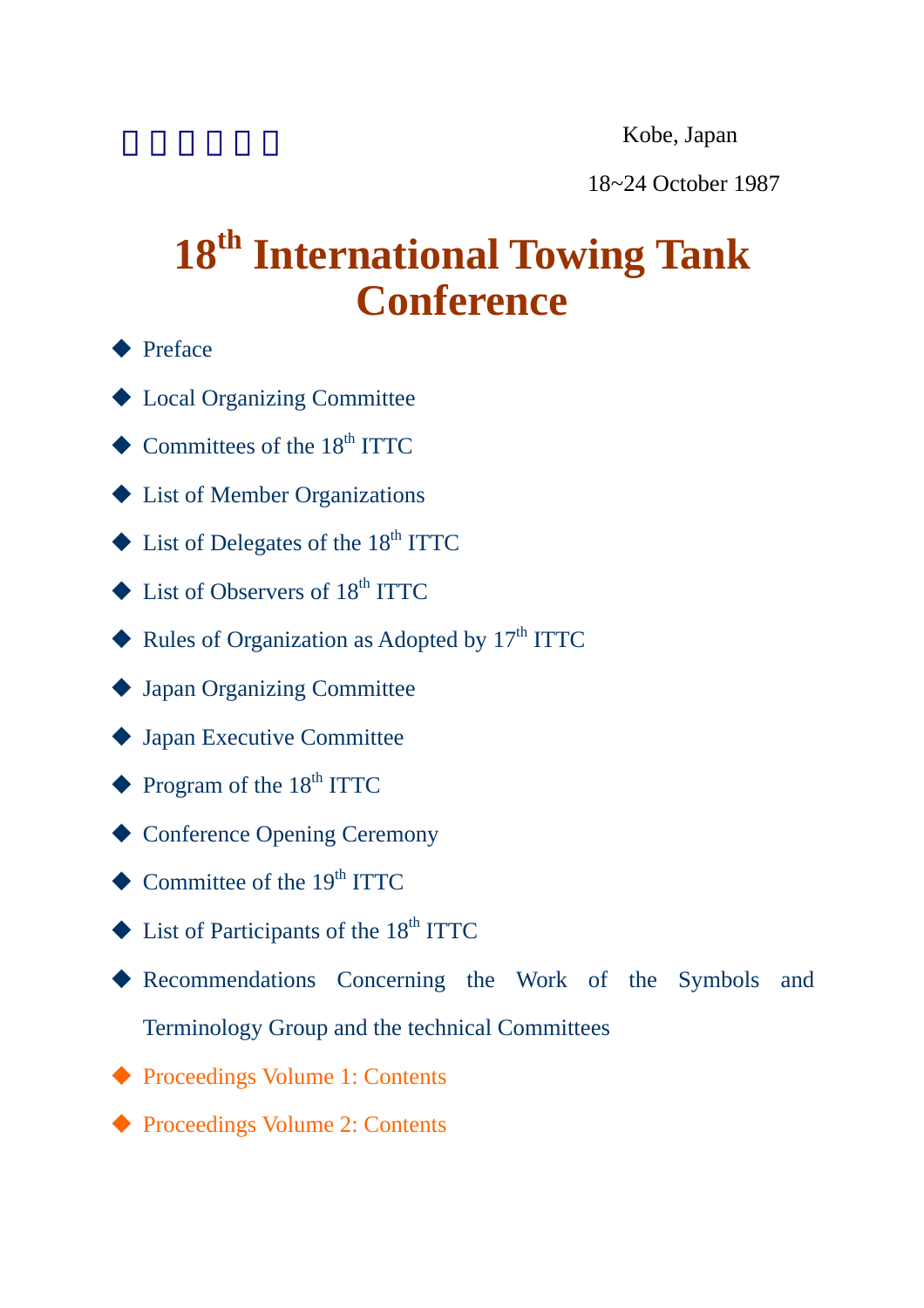Kobe, Japan

18~24 October 1987

# 18th International Towing Tank Conference

- Preface
- Local Organizing Committee
- Committees of the 18th ITTC
- List of Member Organizations
- List of Delegates of the 18th ITTC
- List of Observers of 18th ITTC
- Rules of Organization as Adopted by 17th ITTC
- Japan Organizing Committee
- Japan Executive Committee
- Program of the 18th ITTC
- Conference Opening Ceremony
- Committee of the 19th ITTC
- List of Participants of the 18th ITTC
- Recommendations Concerning the Work of the Symbols and Terminology Group and the technical Committees
- Proceedings Volume 1: Contents
- Proceedings Volume 2: Contents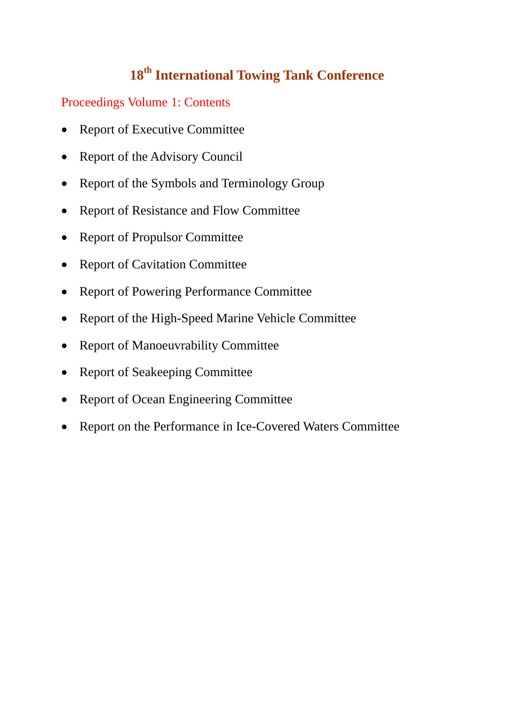# 18th International Towing Tank Conference

## Proceedings Volume 1: Contents

- Report of Executive Committee
- Report of the Advisory Council
- Report of the Symbols and Terminology Group
- Report of Resistance and Flow Committee
- Report of Propulsor Committee
- Report of Cavitation Committee
- Report of Powering Performance Committee
- Report of the High-Speed Marine Vehicle Committee
- Report of Manoeuvrability Committee
- Report of Seakeeping Committee
- Report of Ocean Engineering Committee
- Report on the Performance in Ice-Covered Waters Committee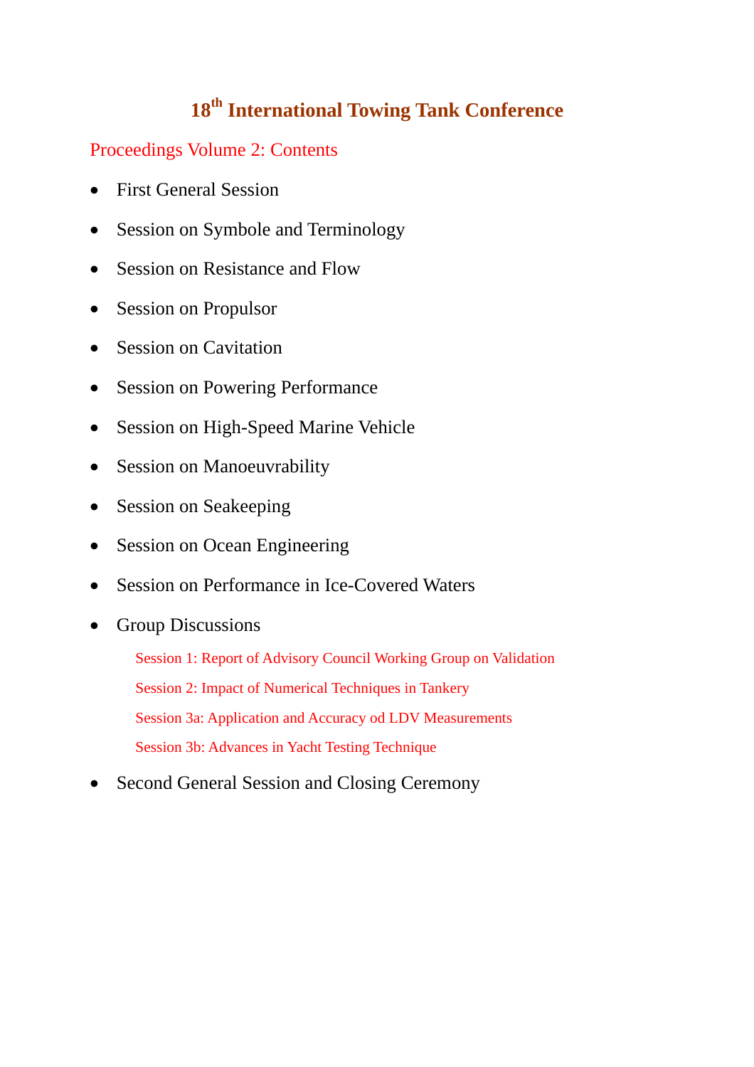# 18th International Towing Tank Conference

## Proceedings Volume 2: Contents

- First General Session
- Session on Symbole and Terminology
- Session on Resistance and Flow
- Session on Propulsor
- Session on Cavitation
- Session on Powering Performance
- Session on High-Speed Marine Vehicle
- Session on Manoeuvrability
- Session on Seakeeping
- Session on Ocean Engineering
- Session on Performance in Ice-Covered Waters
- Group Discussions
    - Session 1: Report of Advisory Council Working Group on Validation
    - Session 2: Impact of Numerical Techniques in Tankery
    - Session 3a: Application and Accuracy od LDV Measurements
    - Session 3b: Advances in Yacht Testing Technique
- Second General Session and Closing Ceremony